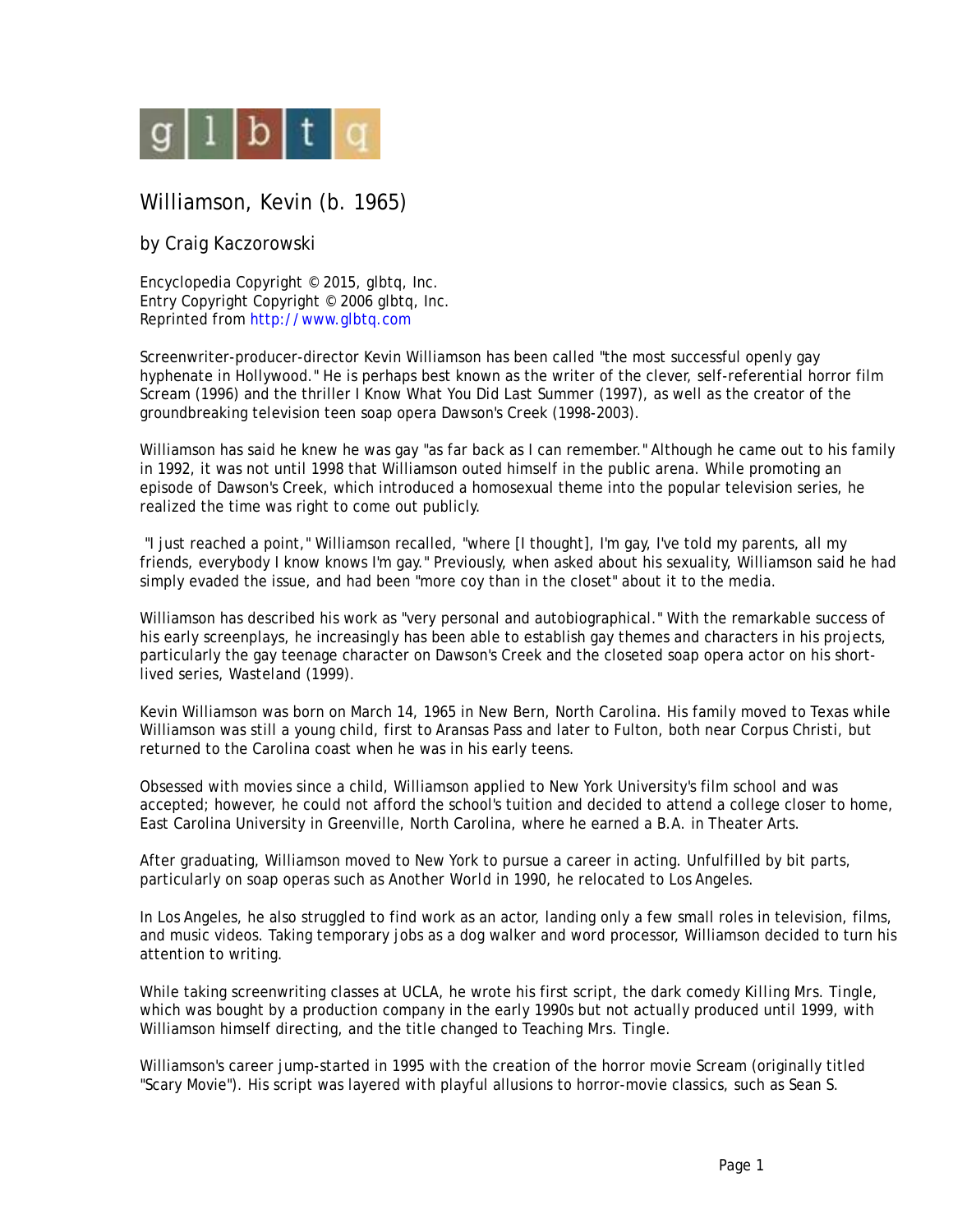g l b t q

# Williamson, Kevin (b. 1965)

by Craig Kaczorowski

Encyclopedia Copyright © 2015, glbtq, Inc.
Entry Copyright Copyright © 2006 glbtq, Inc.
Reprinted from http://www.glbtq.com

Screenwriter-producer-director Kevin Williamson has been called "the most successful openly gay hyphenate in Hollywood." He is perhaps best known as the writer of the clever, self-referential horror film Scream (1996) and the thriller I Know What You Did Last Summer (1997), as well as the creator of the groundbreaking television teen soap opera Dawson's Creek (1998-2003).

Williamson has said he knew he was gay "as far back as I can remember." Although he came out to his family in 1992, it was not until 1998 that Williamson outed himself in the public arena. While promoting an episode of Dawson's Creek, which introduced a homosexual theme into the popular television series, he realized the time was right to come out publicly.

"I just reached a point," Williamson recalled, "where [I thought], I'm gay, I've told my parents, all my friends, everybody I know knows I'm gay." Previously, when asked about his sexuality, Williamson said he had simply evaded the issue, and had been "more coy than in the closet" about it to the media.

Williamson has described his work as "very personal and autobiographical." With the remarkable success of his early screenplays, he increasingly has been able to establish gay themes and characters in his projects, particularly the gay teenage character on Dawson's Creek and the closeted soap opera actor on his short-lived series, Wasteland (1999).

Kevin Williamson was born on March 14, 1965 in New Bern, North Carolina. His family moved to Texas while Williamson was still a young child, first to Aransas Pass and later to Fulton, both near Corpus Christi, but returned to the Carolina coast when he was in his early teens.

Obsessed with movies since a child, Williamson applied to New York University's film school and was accepted; however, he could not afford the school's tuition and decided to attend a college closer to home, East Carolina University in Greenville, North Carolina, where he earned a B.A. in Theater Arts.

After graduating, Williamson moved to New York to pursue a career in acting. Unfulfilled by bit parts, particularly on soap operas such as Another World in 1990, he relocated to Los Angeles.

In Los Angeles, he also struggled to find work as an actor, landing only a few small roles in television, films, and music videos. Taking temporary jobs as a dog walker and word processor, Williamson decided to turn his attention to writing.

While taking screenwriting classes at UCLA, he wrote his first script, the dark comedy Killing Mrs. Tingle, which was bought by a production company in the early 1990s but not actually produced until 1999, with Williamson himself directing, and the title changed to Teaching Mrs. Tingle.

Williamson's career jump-started in 1995 with the creation of the horror movie Scream (originally titled "Scary Movie"). His script was layered with playful allusions to horror-movie classics, such as Sean S.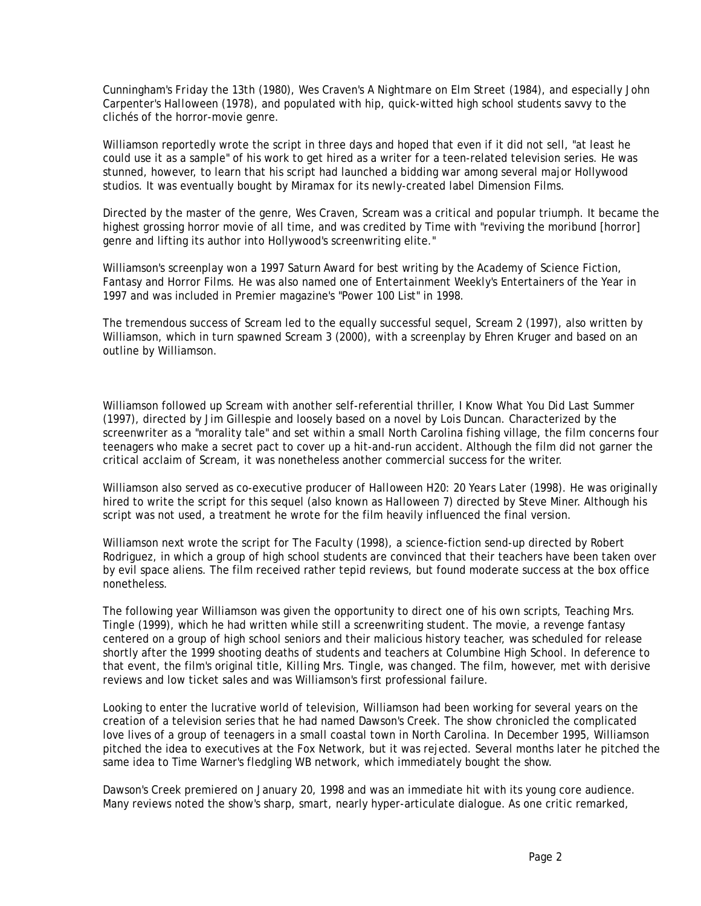Cunningham's *Friday the 13th* (1980), Wes Craven's *A Nightmare on Elm Street* (1984), and especially John Carpenter's *Halloween* (1978), and populated with hip, quick-witted high school students savvy to the clichés of the horror-movie genre.

Williamson reportedly wrote the script in three days and hoped that even if it did not sell, "at least he could use it as a sample" of his work to get hired as a writer for a teen-related television series. He was stunned, however, to learn that his script had launched a bidding war among several major Hollywood studios. It was eventually bought by Miramax for its newly-created label Dimension Films.

Directed by the master of the genre, Wes Craven, *Scream* was a critical and popular triumph. It became the highest grossing horror movie of all time, and was credited by *Time* with "reviving the moribund [horror] genre and lifting its author into Hollywood's screenwriting elite."

Williamson's screenplay won a 1997 Saturn Award for best writing by the Academy of Science Fiction, Fantasy and Horror Films. He was also named one of *Entertainment Weekly*'s Entertainers of the Year in 1997 and was included in *Premier* magazine's "Power 100 List" in 1998.

The tremendous success of *Scream* led to the equally successful sequel, *Scream 2* (1997), also written by Williamson, which in turn spawned *Scream 3* (2000), with a screenplay by Ehren Kruger and based on an outline by Williamson.

Williamson followed up *Scream* with another self-referential thriller, *I Know What You Did Last Summer* (1997), directed by Jim Gillespie and loosely based on a novel by Lois Duncan. Characterized by the screenwriter as a "morality tale" and set within a small North Carolina fishing village, the film concerns four teenagers who make a secret pact to cover up a hit-and-run accident. Although the film did not garner the critical acclaim of *Scream*, it was nonetheless another commercial success for the writer.

Williamson also served as co-executive producer of *Halloween H20: 20 Years Later* (1998). He was originally hired to write the script for this sequel (also known as *Halloween 7*) directed by Steve Miner. Although his script was not used, a treatment he wrote for the film heavily influenced the final version.

Williamson next wrote the script for *The Faculty* (1998), a science-fiction send-up directed by Robert Rodriguez, in which a group of high school students are convinced that their teachers have been taken over by evil space aliens. The film received rather tepid reviews, but found moderate success at the box office nonetheless.

The following year Williamson was given the opportunity to direct one of his own scripts, *Teaching Mrs. Tingle* (1999), which he had written while still a screenwriting student. The movie, a revenge fantasy centered on a group of high school seniors and their malicious history teacher, was scheduled for release shortly after the 1999 shooting deaths of students and teachers at Columbine High School. In deference to that event, the film's original title, *Killing Mrs. Tingle*, was changed. The film, however, met with derisive reviews and low ticket sales and was Williamson's first professional failure.

Looking to enter the lucrative world of television, Williamson had been working for several years on the creation of a television series that he had named *Dawson's Creek*. The show chronicled the complicated love lives of a group of teenagers in a small coastal town in North Carolina. In December 1995, Williamson pitched the idea to executives at the Fox Network, but it was rejected. Several months later he pitched the same idea to Time Warner's fledgling WB network, which immediately bought the show.

*Dawson's Creek* premiered on January 20, 1998 and was an immediate hit with its young core audience. Many reviews noted the show's sharp, smart, nearly hyper-articulate dialogue. As one critic remarked,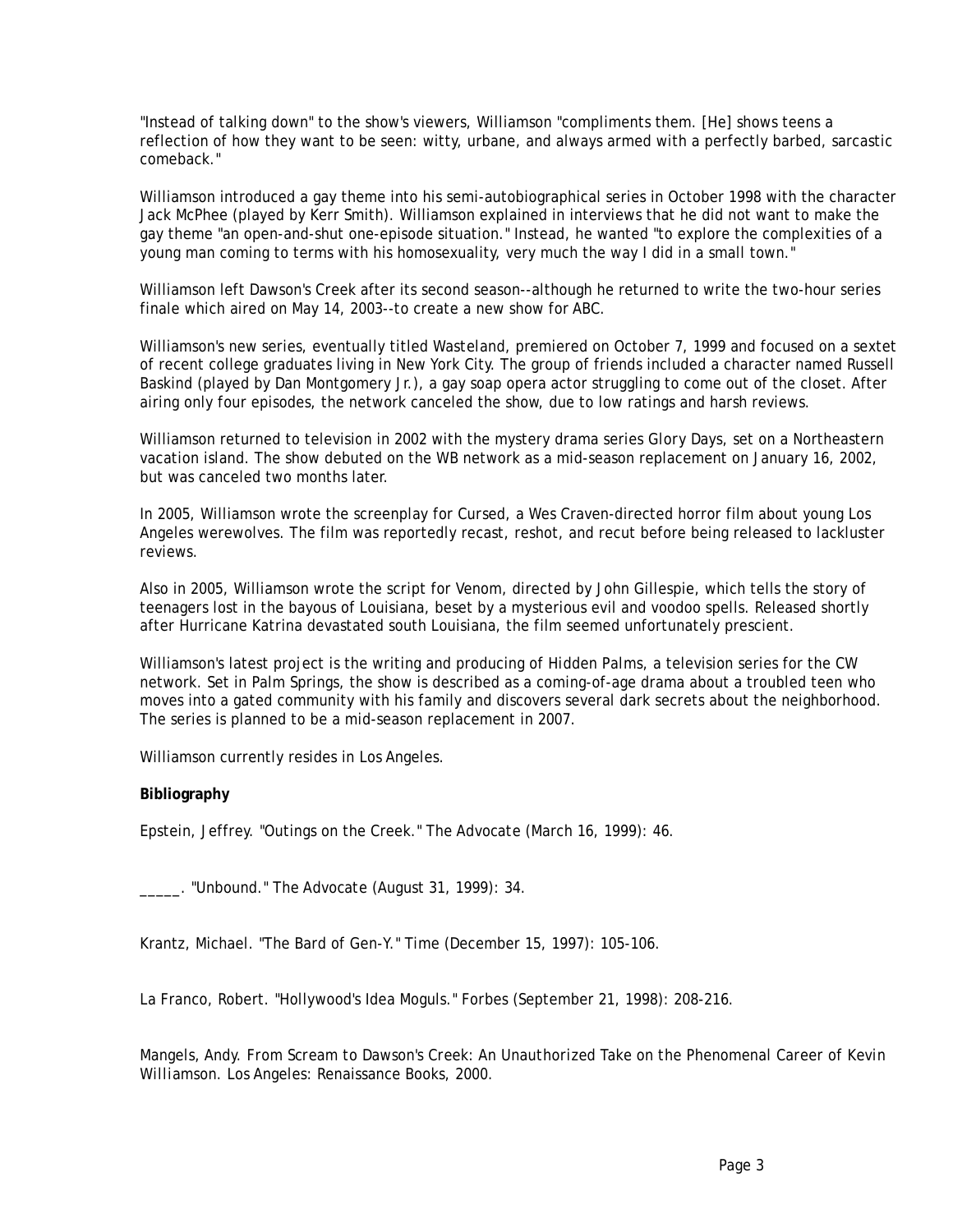"Instead of talking down" to the show's viewers, Williamson "compliments them. [He] shows teens a reflection of how they want to be seen: witty, urbane, and always armed with a perfectly barbed, sarcastic comeback."

Williamson introduced a gay theme into his semi-autobiographical series in October 1998 with the character Jack McPhee (played by Kerr Smith). Williamson explained in interviews that he did not want to make the gay theme "an open-and-shut one-episode situation." Instead, he wanted "to explore the complexities of a young man coming to terms with his homosexuality, very much the way I did in a small town."

Williamson left Dawson's Creek after its second season--although he returned to write the two-hour series finale which aired on May 14, 2003--to create a new show for ABC.

Williamson's new series, eventually titled Wasteland, premiered on October 7, 1999 and focused on a sextet of recent college graduates living in New York City. The group of friends included a character named Russell Baskind (played by Dan Montgomery Jr.), a gay soap opera actor struggling to come out of the closet. After airing only four episodes, the network canceled the show, due to low ratings and harsh reviews.

Williamson returned to television in 2002 with the mystery drama series Glory Days, set on a Northeastern vacation island. The show debuted on the WB network as a mid-season replacement on January 16, 2002, but was canceled two months later.

In 2005, Williamson wrote the screenplay for Cursed, a Wes Craven-directed horror film about young Los Angeles werewolves. The film was reportedly recast, reshot, and recut before being released to lackluster reviews.

Also in 2005, Williamson wrote the script for Venom, directed by John Gillespie, which tells the story of teenagers lost in the bayous of Louisiana, beset by a mysterious evil and voodoo spells. Released shortly after Hurricane Katrina devastated south Louisiana, the film seemed unfortunately prescient.

Williamson's latest project is the writing and producing of Hidden Palms, a television series for the CW network. Set in Palm Springs, the show is described as a coming-of-age drama about a troubled teen who moves into a gated community with his family and discovers several dark secrets about the neighborhood. The series is planned to be a mid-season replacement in 2007.

Williamson currently resides in Los Angeles.

**Bibliography**

Epstein, Jeffrey. "Outings on the Creek." The Advocate (March 16, 1999): 46.

_____. "Unbound." The Advocate (August 31, 1999): 34.

Krantz, Michael. "The Bard of Gen-Y." Time (December 15, 1997): 105-106.

La Franco, Robert. "Hollywood's Idea Moguls." Forbes (September 21, 1998): 208-216.

Mangels, Andy. From Scream to Dawson's Creek: An Unauthorized Take on the Phenomenal Career of Kevin Williamson. Los Angeles: Renaissance Books, 2000.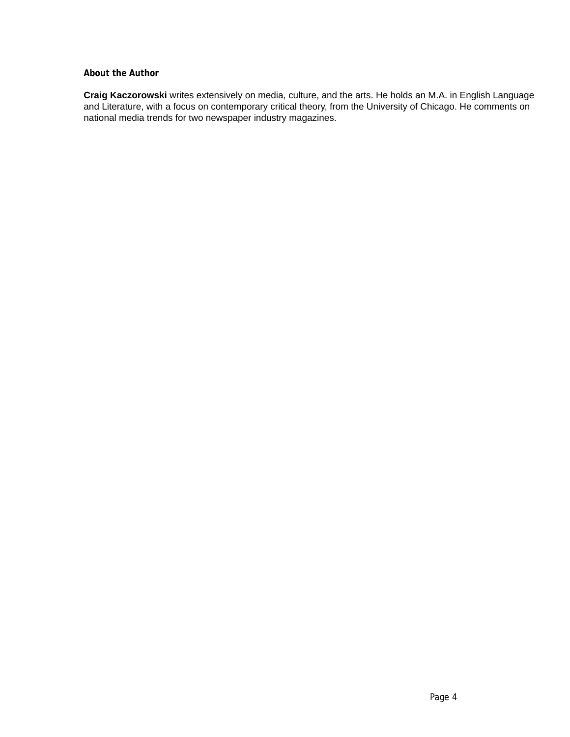**About the Author**

**Craig Kaczorowski** writes extensively on media, culture, and the arts. He holds an M.A. in English Language and Literature, with a focus on contemporary critical theory, from the University of Chicago. He comments on national media trends for two newspaper industry magazines.